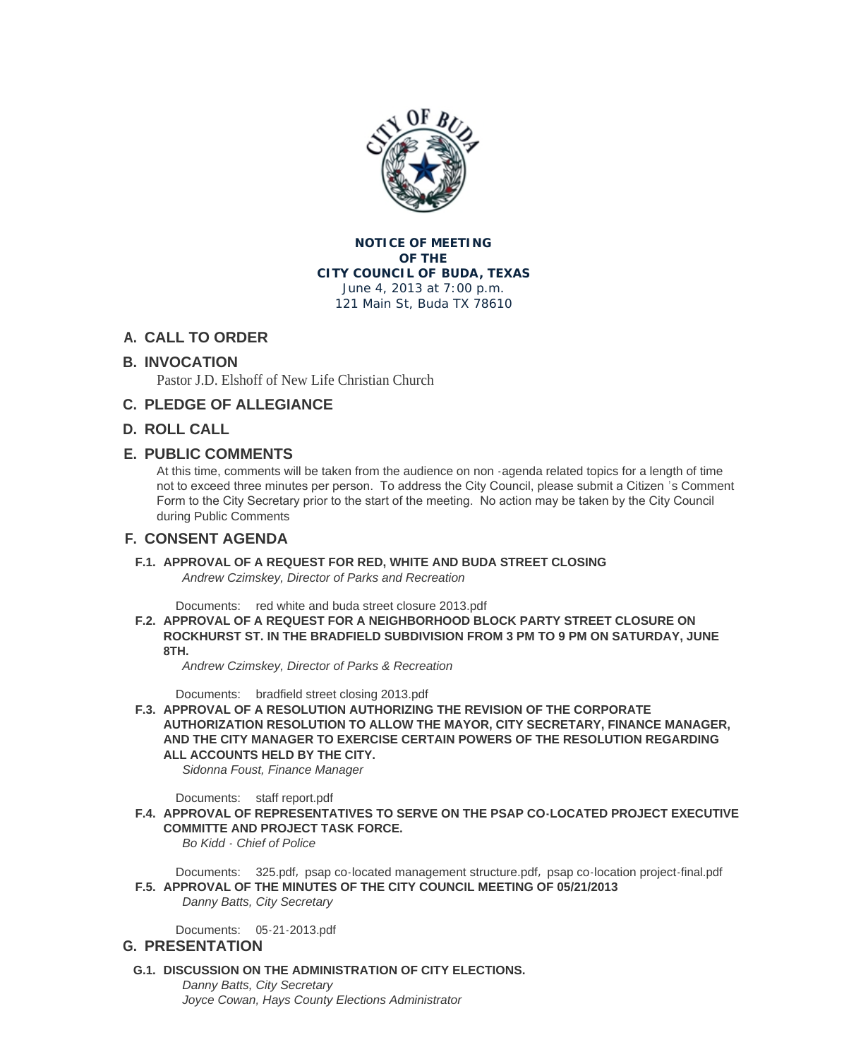**NOTICE OF MEETING**
**OF THE**
**CITY COUNCIL OF BUDA, TEXAS**
June 4, 2013 at 7:00 p.m.
121 Main St, Buda TX 78610

## A. CALL TO ORDER

## B. INVOCATION

Pastor J.D. Elshoff of New Life Christian Church

## C. PLEDGE OF ALLEGIANCE

## D. ROLL CALL

## E. PUBLIC COMMENTS

At this time, comments will be taken from the audience on non -agenda related topics for a length of time not to exceed three minutes per person. To address the City Council, please submit a Citizen 's Comment Form to the City Secretary prior to the start of the meeting. No action may be taken by the City Council during Public Comments

## F. CONSENT AGENDA

**F.1. APPROVAL OF A REQUEST FOR RED, WHITE AND BUDA STREET CLOSING**
*Andrew Czimskey, Director of Parks and Recreation*

Documents: red white and buda street closure 2013.pdf

**F.2. APPROVAL OF A REQUEST FOR A NEIGHBORHOOD BLOCK PARTY STREET CLOSURE ON ROCKHURST ST. IN THE BRADFIELD SUBDIVISION FROM 3 PM TO 9 PM ON SATURDAY, JUNE 8TH.**
*Andrew Czimskey, Director of Parks & Recreation*

Documents: bradfield street closing 2013.pdf

**F.3. APPROVAL OF A RESOLUTION AUTHORIZING THE REVISION OF THE CORPORATE AUTHORIZATION RESOLUTION TO ALLOW THE MAYOR, CITY SECRETARY, FINANCE MANAGER, AND THE CITY MANAGER TO EXERCISE CERTAIN POWERS OF THE RESOLUTION REGARDING ALL ACCOUNTS HELD BY THE CITY.**
*Sidonna Foust, Finance Manager*

Documents: staff report.pdf

**F.4. APPROVAL OF REPRESENTATIVES TO SERVE ON THE PSAP CO-LOCATED PROJECT EXECUTIVE COMMITTE AND PROJECT TASK FORCE.**
*Bo Kidd - Chief of Police*

Documents: 325.pdf, psap co-located management structure.pdf, psap co-location project-final.pdf

**F.5. APPROVAL OF THE MINUTES OF THE CITY COUNCIL MEETING OF 05/21/2013**
*Danny Batts, City Secretary*

Documents: 05-21-2013.pdf

## G. PRESENTATION

**G.1. DISCUSSION ON THE ADMINISTRATION OF CITY ELECTIONS.**
*Danny Batts, City Secretary*
*Joyce Cowan, Hays County Elections Administrator*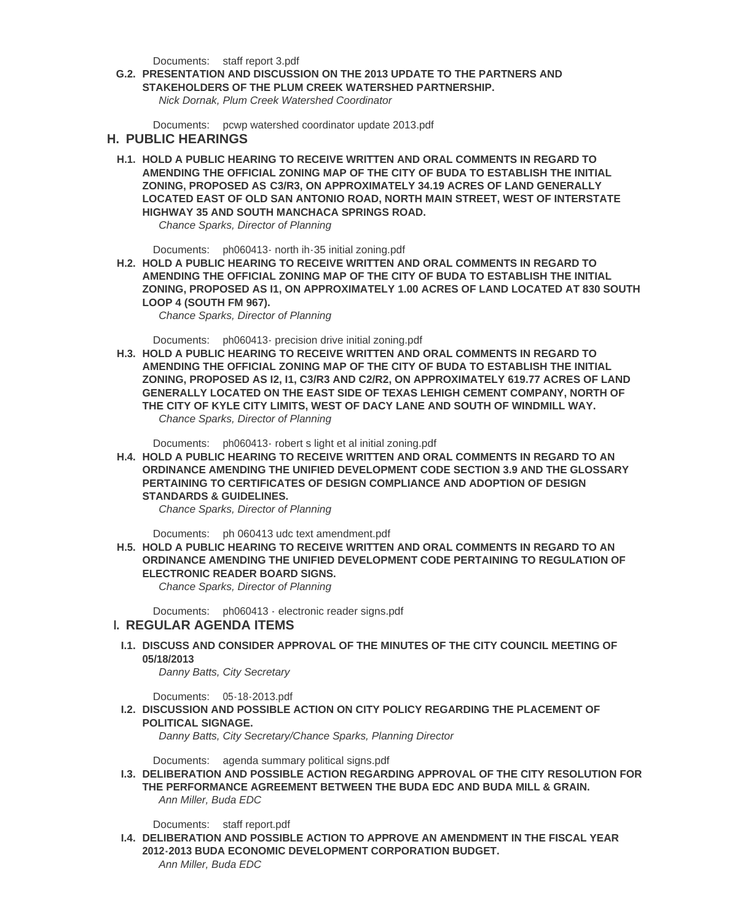Documents: staff report 3.pdf

**G.2. PRESENTATION AND DISCUSSION ON THE 2013 UPDATE TO THE PARTNERS AND STAKEHOLDERS OF THE PLUM CREEK WATERSHED PARTNERSHIP.**

*Nick Dornak, Plum Creek Watershed Coordinator*

Documents: pcwp watershed coordinator update 2013.pdf

## H. PUBLIC HEARINGS

**H.1. HOLD A PUBLIC HEARING TO RECEIVE WRITTEN AND ORAL COMMENTS IN REGARD TO AMENDING THE OFFICIAL ZONING MAP OF THE CITY OF BUDA TO ESTABLISH THE INITIAL ZONING, PROPOSED AS C3/R3, ON APPROXIMATELY 34.19 ACRES OF LAND GENERALLY LOCATED EAST OF OLD SAN ANTONIO ROAD, NORTH MAIN STREET, WEST OF INTERSTATE HIGHWAY 35 AND SOUTH MANCHACA SPRINGS ROAD.**

*Chance Sparks, Director of Planning*

Documents: ph060413- north ih-35 initial zoning.pdf

**H.2. HOLD A PUBLIC HEARING TO RECEIVE WRITTEN AND ORAL COMMENTS IN REGARD TO AMENDING THE OFFICIAL ZONING MAP OF THE CITY OF BUDA TO ESTABLISH THE INITIAL ZONING, PROPOSED AS I1, ON APPROXIMATELY 1.00 ACRES OF LAND LOCATED AT 830 SOUTH LOOP 4 (SOUTH FM 967).**

*Chance Sparks, Director of Planning*

Documents: ph060413- precision drive initial zoning.pdf

**H.3. HOLD A PUBLIC HEARING TO RECEIVE WRITTEN AND ORAL COMMENTS IN REGARD TO AMENDING THE OFFICIAL ZONING MAP OF THE CITY OF BUDA TO ESTABLISH THE INITIAL ZONING, PROPOSED AS I2, I1, C3/R3 AND C2/R2, ON APPROXIMATELY 619.77 ACRES OF LAND GENERALLY LOCATED ON THE EAST SIDE OF TEXAS LEHIGH CEMENT COMPANY, NORTH OF THE CITY OF KYLE CITY LIMITS, WEST OF DACY LANE AND SOUTH OF WINDMILL WAY.**

*Chance Sparks, Director of Planning*

Documents: ph060413- robert s light et al initial zoning.pdf

**H.4. HOLD A PUBLIC HEARING TO RECEIVE WRITTEN AND ORAL COMMENTS IN REGARD TO AN ORDINANCE AMENDING THE UNIFIED DEVELOPMENT CODE SECTION 3.9 AND THE GLOSSARY PERTAINING TO CERTIFICATES OF DESIGN COMPLIANCE AND ADOPTION OF DESIGN STANDARDS & GUIDELINES.**

*Chance Sparks, Director of Planning*

Documents: ph 060413 udc text amendment.pdf

**H.5. HOLD A PUBLIC HEARING TO RECEIVE WRITTEN AND ORAL COMMENTS IN REGARD TO AN ORDINANCE AMENDING THE UNIFIED DEVELOPMENT CODE PERTAINING TO REGULATION OF ELECTRONIC READER BOARD SIGNS.**

*Chance Sparks, Director of Planning*

Documents: ph060413 - electronic reader signs.pdf

## I. REGULAR AGENDA ITEMS

**I.1. DISCUSS AND CONSIDER APPROVAL OF THE MINUTES OF THE CITY COUNCIL MEETING OF 05/18/2013**

*Danny Batts, City Secretary*

Documents: 05-18-2013.pdf

**I.2. DISCUSSION AND POSSIBLE ACTION ON CITY POLICY REGARDING THE PLACEMENT OF POLITICAL SIGNAGE.**

*Danny Batts, City Secretary/Chance Sparks, Planning Director*

Documents: agenda summary political signs.pdf

**I.3. DELIBERATION AND POSSIBLE ACTION REGARDING APPROVAL OF THE CITY RESOLUTION FOR THE PERFORMANCE AGREEMENT BETWEEN THE BUDA EDC AND BUDA MILL & GRAIN.**

*Ann Miller, Buda EDC*

Documents: staff report.pdf

**I.4. DELIBERATION AND POSSIBLE ACTION TO APPROVE AN AMENDMENT IN THE FISCAL YEAR 2012-2013 BUDA ECONOMIC DEVELOPMENT CORPORATION BUDGET.**

*Ann Miller, Buda EDC*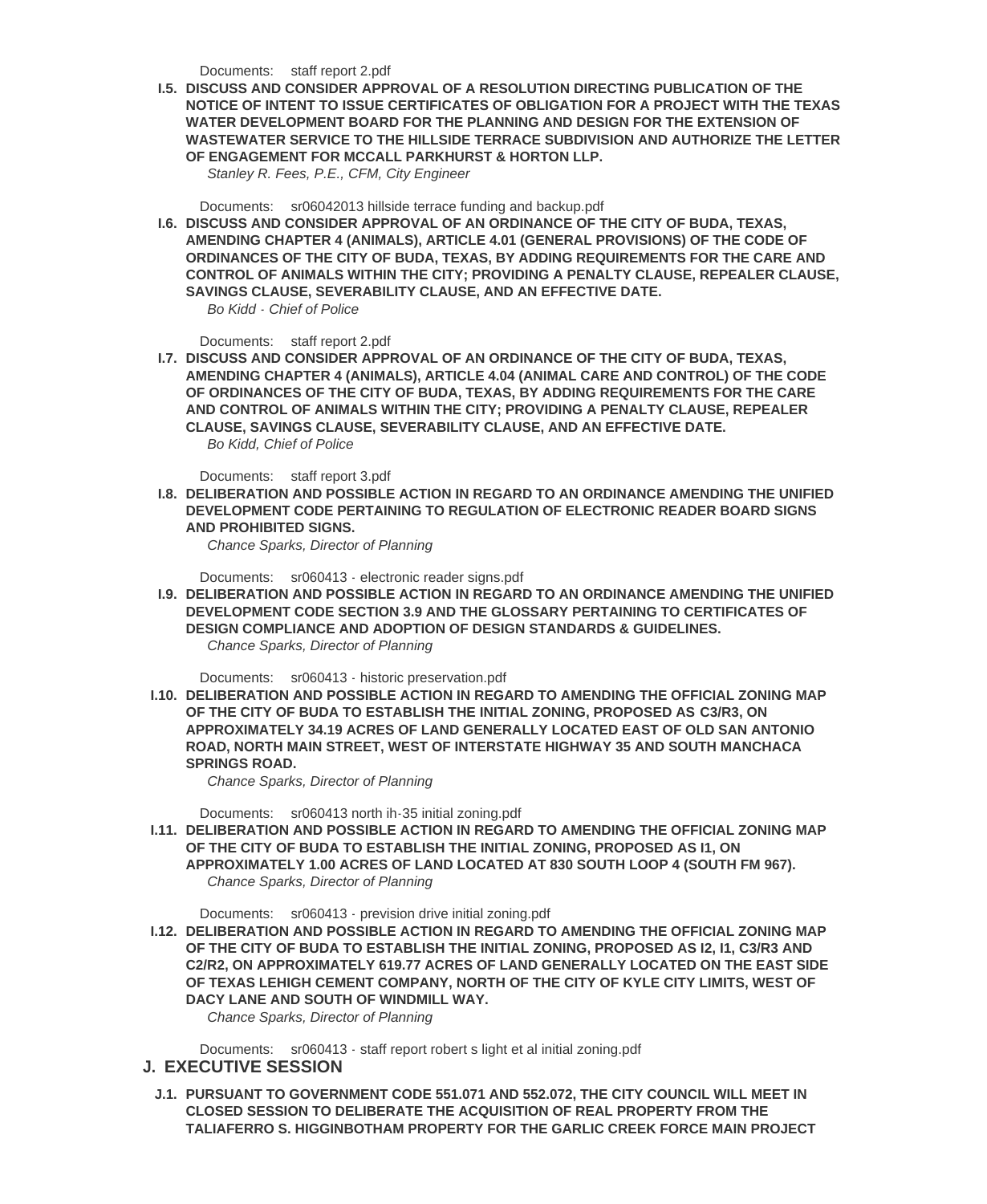Documents: staff report 2.pdf

**I.5. DISCUSS AND CONSIDER APPROVAL OF A RESOLUTION DIRECTING PUBLICATION OF THE NOTICE OF INTENT TO ISSUE CERTIFICATES OF OBLIGATION FOR A PROJECT WITH THE TEXAS WATER DEVELOPMENT BOARD FOR THE PLANNING AND DESIGN FOR THE EXTENSION OF WASTEWATER SERVICE TO THE HILLSIDE TERRACE SUBDIVISION AND AUTHORIZE THE LETTER OF ENGAGEMENT FOR MCCALL PARKHURST & HORTON LLP.**

*Stanley R. Fees, P.E., CFM, City Engineer*

Documents: sr06042013 hillside terrace funding and backup.pdf

**I.6. DISCUSS AND CONSIDER APPROVAL OF AN ORDINANCE OF THE CITY OF BUDA, TEXAS, AMENDING CHAPTER 4 (ANIMALS), ARTICLE 4.01 (GENERAL PROVISIONS) OF THE CODE OF ORDINANCES OF THE CITY OF BUDA, TEXAS, BY ADDING REQUIREMENTS FOR THE CARE AND CONTROL OF ANIMALS WITHIN THE CITY; PROVIDING A PENALTY CLAUSE, REPEALER CLAUSE, SAVINGS CLAUSE, SEVERABILITY CLAUSE, AND AN EFFECTIVE DATE.**

*Bo Kidd - Chief of Police*

Documents: staff report 2.pdf

**I.7. DISCUSS AND CONSIDER APPROVAL OF AN ORDINANCE OF THE CITY OF BUDA, TEXAS, AMENDING CHAPTER 4 (ANIMALS), ARTICLE 4.04 (ANIMAL CARE AND CONTROL) OF THE CODE OF ORDINANCES OF THE CITY OF BUDA, TEXAS, BY ADDING REQUIREMENTS FOR THE CARE AND CONTROL OF ANIMALS WITHIN THE CITY; PROVIDING A PENALTY CLAUSE, REPEALER CLAUSE, SAVINGS CLAUSE, SEVERABILITY CLAUSE, AND AN EFFECTIVE DATE.**

*Bo Kidd, Chief of Police*

Documents: staff report 3.pdf

**I.8. DELIBERATION AND POSSIBLE ACTION IN REGARD TO AN ORDINANCE AMENDING THE UNIFIED DEVELOPMENT CODE PERTAINING TO REGULATION OF ELECTRONIC READER BOARD SIGNS AND PROHIBITED SIGNS.**

*Chance Sparks, Director of Planning*

Documents: sr060413 - electronic reader signs.pdf

**I.9. DELIBERATION AND POSSIBLE ACTION IN REGARD TO AN ORDINANCE AMENDING THE UNIFIED DEVELOPMENT CODE SECTION 3.9 AND THE GLOSSARY PERTAINING TO CERTIFICATES OF DESIGN COMPLIANCE AND ADOPTION OF DESIGN STANDARDS & GUIDELINES.**

*Chance Sparks, Director of Planning*

Documents: sr060413 - historic preservation.pdf

**I.10. DELIBERATION AND POSSIBLE ACTION IN REGARD TO AMENDING THE OFFICIAL ZONING MAP OF THE CITY OF BUDA TO ESTABLISH THE INITIAL ZONING, PROPOSED AS C3/R3, ON APPROXIMATELY 34.19 ACRES OF LAND GENERALLY LOCATED EAST OF OLD SAN ANTONIO ROAD, NORTH MAIN STREET, WEST OF INTERSTATE HIGHWAY 35 AND SOUTH MANCHACA SPRINGS ROAD.**

*Chance Sparks, Director of Planning*

Documents: sr060413 north ih-35 initial zoning.pdf

**I.11. DELIBERATION AND POSSIBLE ACTION IN REGARD TO AMENDING THE OFFICIAL ZONING MAP OF THE CITY OF BUDA TO ESTABLISH THE INITIAL ZONING, PROPOSED AS I1, ON APPROXIMATELY 1.00 ACRES OF LAND LOCATED AT 830 SOUTH LOOP 4 (SOUTH FM 967).**

*Chance Sparks, Director of Planning*

Documents: sr060413 - prevision drive initial zoning.pdf

**I.12. DELIBERATION AND POSSIBLE ACTION IN REGARD TO AMENDING THE OFFICIAL ZONING MAP OF THE CITY OF BUDA TO ESTABLISH THE INITIAL ZONING, PROPOSED AS I2, I1, C3/R3 AND C2/R2, ON APPROXIMATELY 619.77 ACRES OF LAND GENERALLY LOCATED ON THE EAST SIDE OF TEXAS LEHIGH CEMENT COMPANY, NORTH OF THE CITY OF KYLE CITY LIMITS, WEST OF DACY LANE AND SOUTH OF WINDMILL WAY.**

*Chance Sparks, Director of Planning*

Documents: sr060413 - staff report robert s light et al initial zoning.pdf

## J. EXECUTIVE SESSION

**J.1. PURSUANT TO GOVERNMENT CODE 551.071 AND 552.072, THE CITY COUNCIL WILL MEET IN CLOSED SESSION TO DELIBERATE THE ACQUISITION OF REAL PROPERTY FROM THE TALIAFERRO S. HIGGINBOTHAM PROPERTY FOR THE GARLIC CREEK FORCE MAIN PROJECT**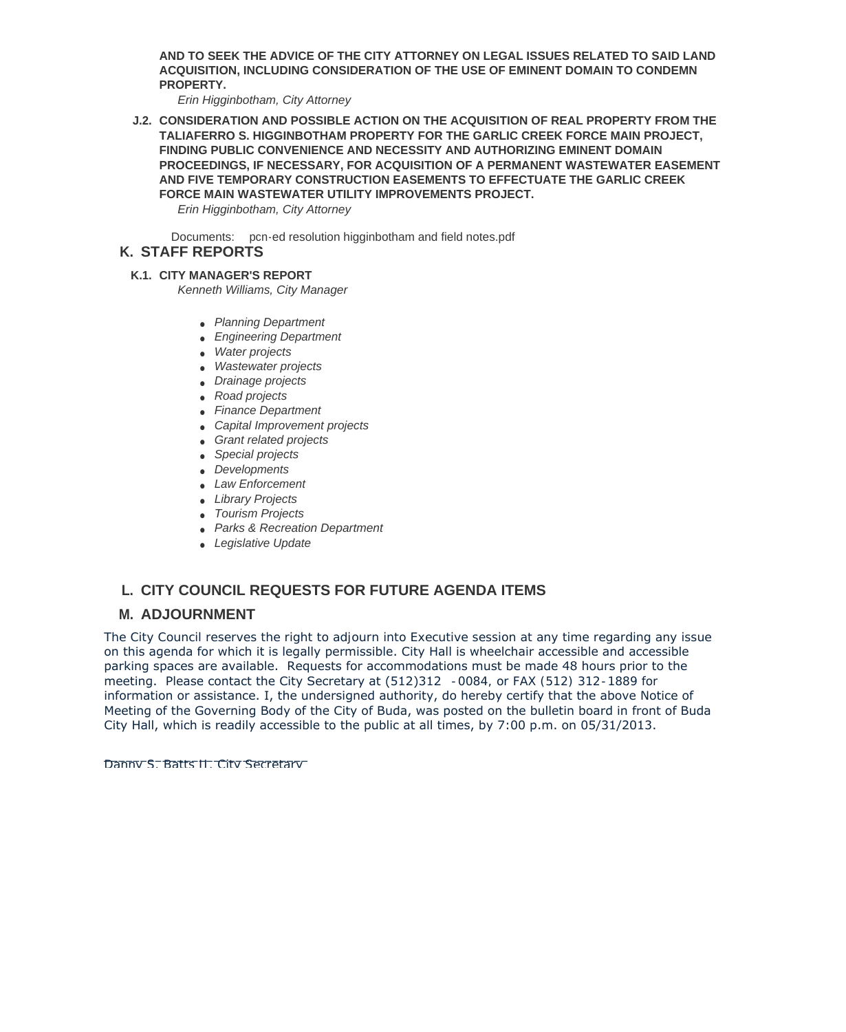**AND TO SEEK THE ADVICE OF THE CITY ATTORNEY ON LEGAL ISSUES RELATED TO SAID LAND ACQUISITION, INCLUDING CONSIDERATION OF THE USE OF EMINENT DOMAIN TO CONDEMN PROPERTY.**

*Erin Higginbotham, City Attorney*

**J.2. CONSIDERATION AND POSSIBLE ACTION ON THE ACQUISITION OF REAL PROPERTY FROM THE TALIAFERRO S. HIGGINBOTHAM PROPERTY FOR THE GARLIC CREEK FORCE MAIN PROJECT, FINDING PUBLIC CONVENIENCE AND NECESSITY AND AUTHORIZING EMINENT DOMAIN PROCEEDINGS, IF NECESSARY, FOR ACQUISITION OF A PERMANENT WASTEWATER EASEMENT AND FIVE TEMPORARY CONSTRUCTION EASEMENTS TO EFFECTUATE THE GARLIC CREEK FORCE MAIN WASTEWATER UTILITY IMPROVEMENTS PROJECT.**

*Erin Higginbotham, City Attorney*

Documents: pcn-ed resolution higginbotham and field notes.pdf

## K. STAFF REPORTS

**K.1. CITY MANAGER'S REPORT**

*Kenneth Williams, City Manager*

- *Planning Department*
- *Engineering Department*
- *Water projects*
- *Wastewater projects*
- *Drainage projects*
- *Road projects*
- *Finance Department*
- *Capital Improvement projects*
- *Grant related projects*
- *Special projects*
- *Developments*
- *Law Enforcement*
- *Library Projects*
- *Tourism Projects*
- *Parks & Recreation Department*
- *Legislative Update*

## L. CITY COUNCIL REQUESTS FOR FUTURE AGENDA ITEMS

## M. ADJOURNMENT

The City Council reserves the right to adjourn into Executive session at any time regarding any issue on this agenda for which it is legally permissible. City Hall is wheelchair accessible and accessible parking spaces are available. Requests for accommodations must be made 48 hours prior to the meeting. Please contact the City Secretary at (512)312 -0084, or FAX (512) 312-1889 for information or assistance. I, the undersigned authority, do hereby certify that the above Notice of Meeting of the Governing Body of the City of Buda, was posted on the bulletin board in front of Buda City Hall, which is readily accessible to the public at all times, by 7:00 p.m. on 05/31/2013.

Danny S. Batts II, City Secretary